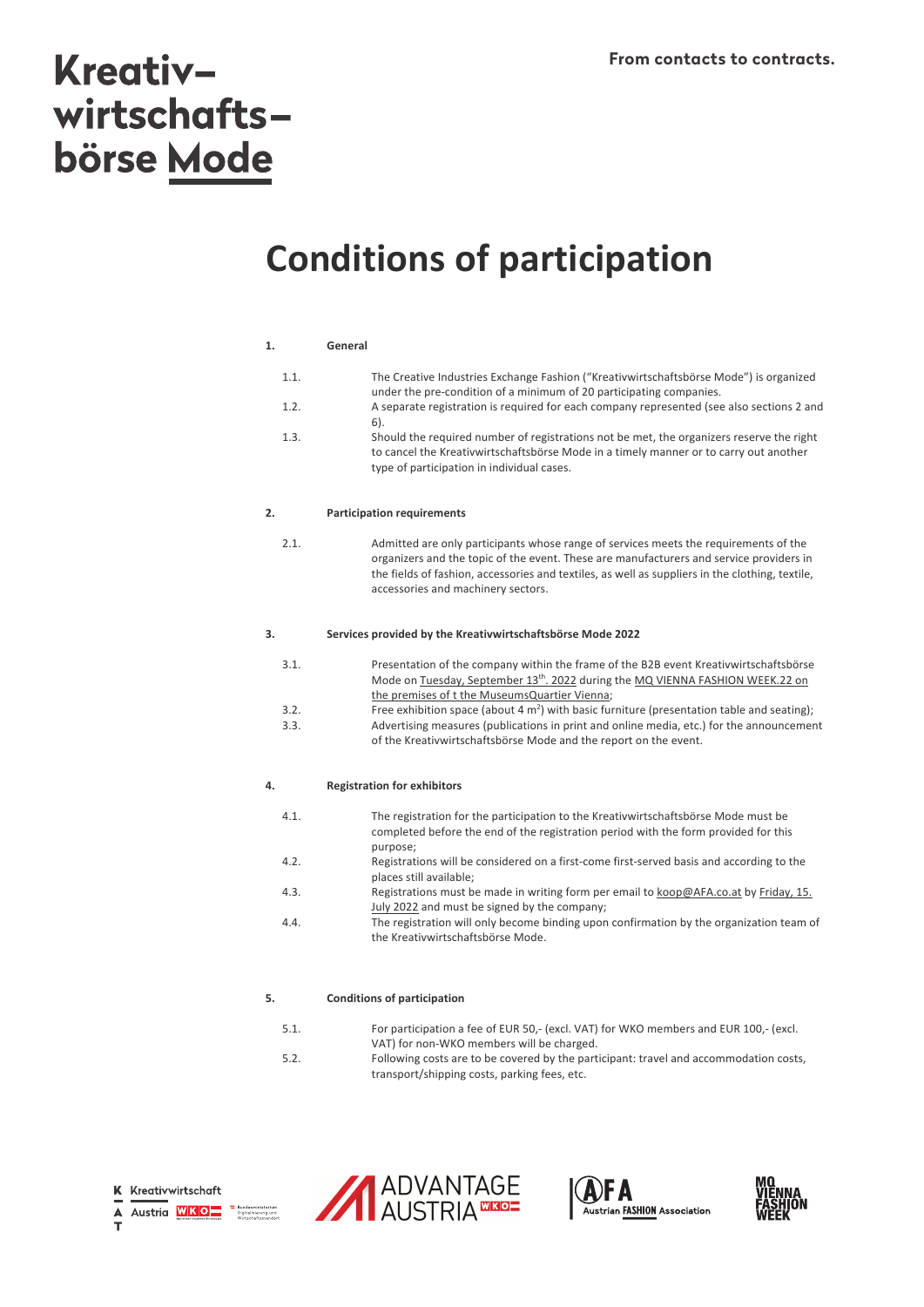From contacts to contracts.

# Kreativwirtschaftsbörse Mode

# Conditions of participation

## 1. General

1.1. The Creative Industries Exchange Fashion ("Kreativwirtschaftsbörse Mode") is organized under the pre-condition of a minimum of 20 participating companies.

1.2. A separate registration is required for each company represented (see also sections 2 and 6).

1.3. Should the required number of registrations not be met, the organizers reserve the right to cancel the Kreativwirtschaftsbörse Mode in a timely manner or to carry out another type of participation in individual cases.

## 2. Participation requirements

2.1. Admitted are only participants whose range of services meets the requirements of the organizers and the topic of the event. These are manufacturers and service providers in the fields of fashion, accessories and textiles, as well as suppliers in the clothing, textile, accessories and machinery sectors.

## 3. Services provided by the Kreativwirtschaftsbörse Mode 2022

3.1. Presentation of the company within the frame of the B2B event Kreativwirtschaftsbörse Mode on Tuesday, September 13th, 2022 during the MQ VIENNA FASHION WEEK.22 on the premises of t the MuseumsQuartier Vienna;

3.2. Free exhibition space (about 4 $m^2$) with basic furniture (presentation table and seating);

3.3. Advertising measures (publications in print and online media, etc.) for the announcement of the Kreativwirtschaftsbörse Mode and the report on the event.

## 4. Registration for exhibitors

4.1. The registration for the participation to the Kreativwirtschaftsbörse Mode must be completed before the end of the registration period with the form provided for this purpose;

4.2. Registrations will be considered on a first-come first-served basis and according to the places still available;

4.3. Registrations must be made in writing form per email to koop@AFA.co.at by Friday, 15. July 2022 and must be signed by the company;

4.4. The registration will only become binding upon confirmation by the organization team of the Kreativwirtschaftsbörse Mode.

## 5. Conditions of participation

5.1. For participation a fee of EUR 50,- (excl. VAT) for WKO members and EUR 100,- (excl. VAT) for non-WKO members will be charged.

5.2. Following costs are to be covered by the participant: travel and accommodation costs, transport/shipping costs, parking fees, etc.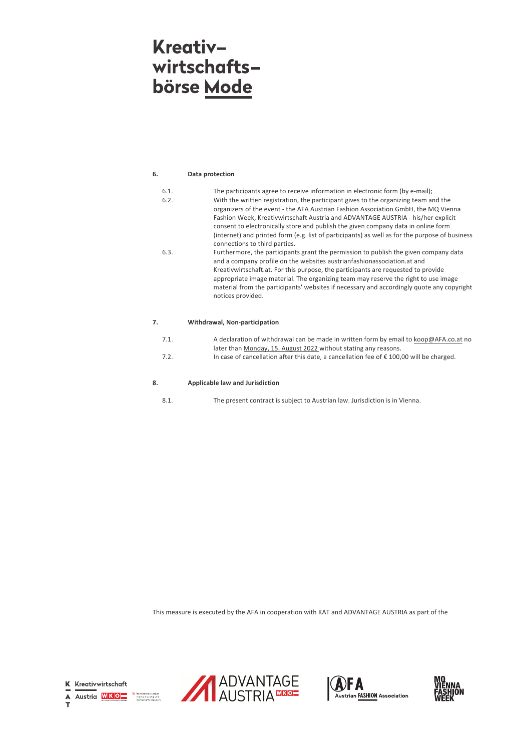# Kreativ–wirtschafts–börse Mode

**6. Data protection**

6.1. The participants agree to receive information in electronic form (by e-mail);

6.2. With the written registration, the participant gives to the organizing team and the organizers of the event - the AFA Austrian Fashion Association GmbH, the MQ Vienna Fashion Week, Kreativwirtschaft Austria and ADVANTAGE AUSTRIA - his/her explicit consent to electronically store and publish the given company data in online form (internet) and printed form (e.g. list of participants) as well as for the purpose of business connections to third parties.

6.3. Furthermore, the participants grant the permission to publish the given company data and a company profile on the websites austrianfashionassociation.at and Kreativwirtschaft.at. For this purpose, the participants are requested to provide appropriate image material. The organizing team may reserve the right to use image material from the participants' websites if necessary and accordingly quote any copyright notices provided.

**7. Withdrawal, Non-participation**

7.1. A declaration of withdrawal can be made in written form by email to koop@AFA.co.at no later than Monday, 15. August 2022 without stating any reasons.

7.2. In case of cancellation after this date, a cancellation fee of € 100,00 will be charged.

**8. Applicable law and Jurisdiction**

8.1. The present contract is subject to Austrian law. Jurisdiction is in Vienna.

This measure is executed by the AFA in cooperation with KAT and ADVANTAGE AUSTRIA as part of the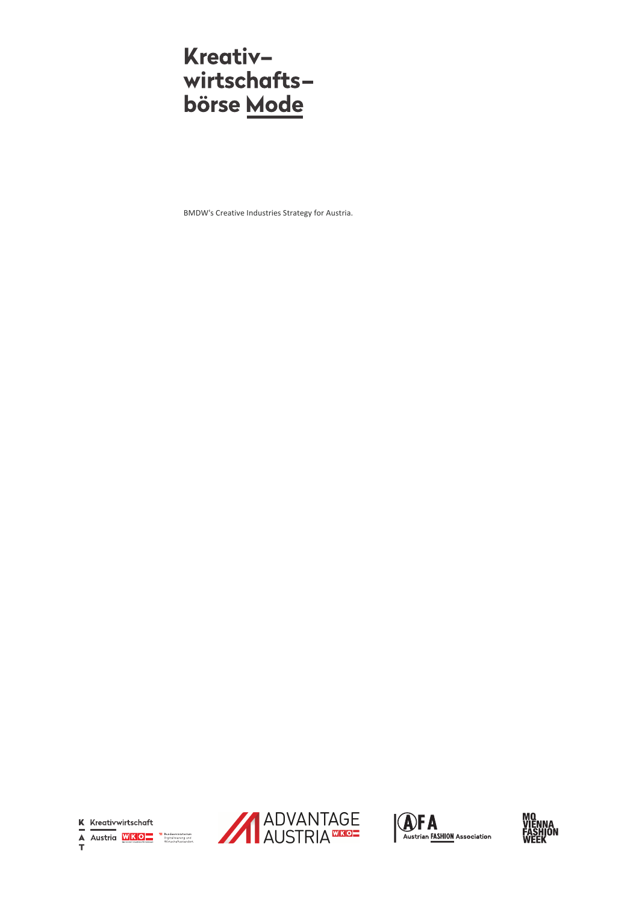# Kreativ­wirtschafts­börse Mode

BMDW's Creative Industries Strategy for Austria.

Kreativwirtschaft Austria

ADVANTAGE AUSTRIA

AFA Austrian FASHION Association

MQ VIENNA FASHION WEEK